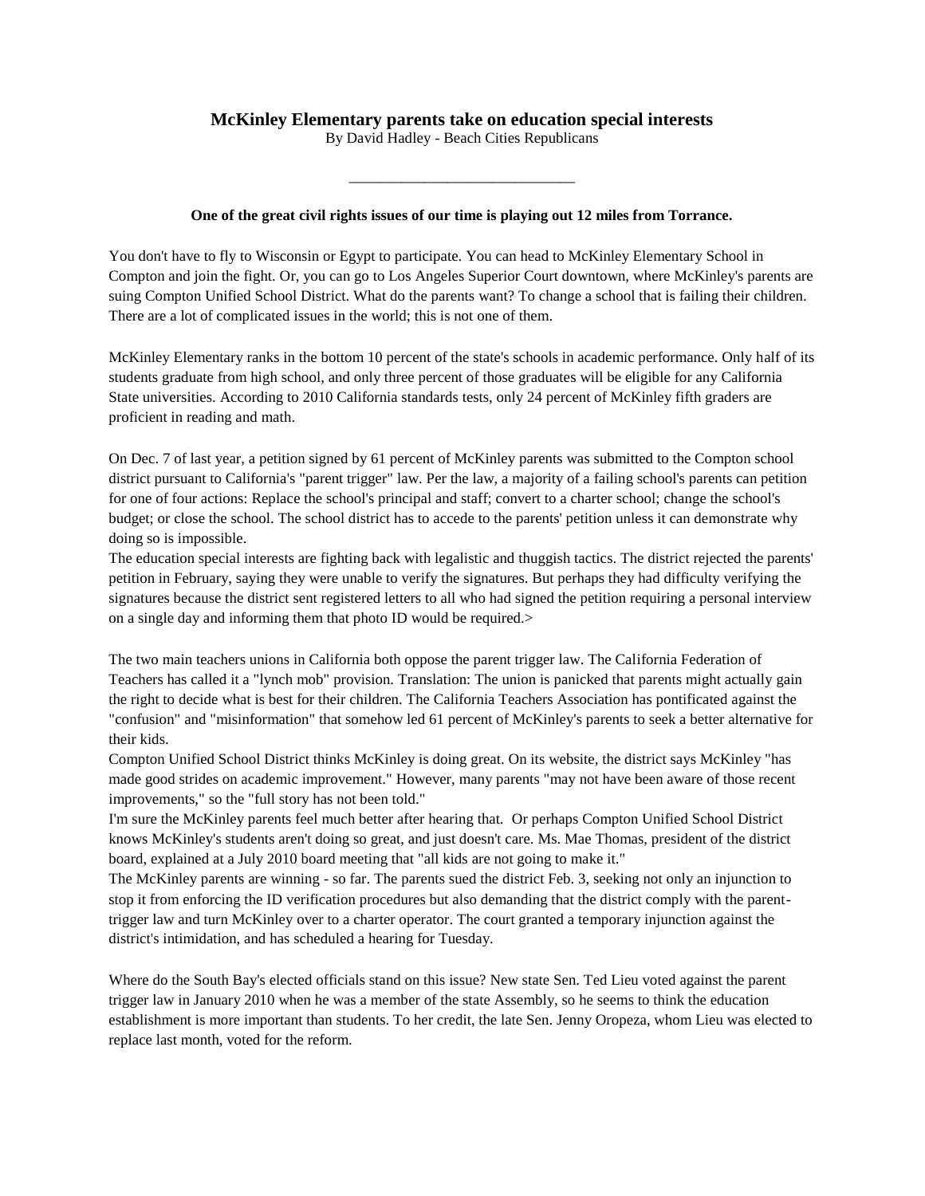# McKinley Elementary parents take on education special interests

By David Hadley - Beach Cities Republicans

---

**One of the great civil rights issues of our time is playing out 12 miles from Torrance.**

You don't have to fly to Wisconsin or Egypt to participate. You can head to McKinley Elementary School in Compton and join the fight. Or, you can go to Los Angeles Superior Court downtown, where McKinley's parents are suing Compton Unified School District. What do the parents want? To change a school that is failing their children. There are a lot of complicated issues in the world; this is not one of them.

McKinley Elementary ranks in the bottom 10 percent of the state's schools in academic performance. Only half of its students graduate from high school, and only three percent of those graduates will be eligible for any California State universities. According to 2010 California standards tests, only 24 percent of McKinley fifth graders are proficient in reading and math.

On Dec. 7 of last year, a petition signed by 61 percent of McKinley parents was submitted to the Compton school district pursuant to California's "parent trigger" law. Per the law, a majority of a failing school's parents can petition for one of four actions: Replace the school's principal and staff; convert to a charter school; change the school's budget; or close the school. The school district has to accede to the parents' petition unless it can demonstrate why doing so is impossible.

The education special interests are fighting back with legalistic and thuggish tactics. The district rejected the parents' petition in February, saying they were unable to verify the signatures. But perhaps they had difficulty verifying the signatures because the district sent registered letters to all who had signed the petition requiring a personal interview on a single day and informing them that photo ID would be required.>

The two main teachers unions in California both oppose the parent trigger law. The California Federation of Teachers has called it a "lynch mob" provision. Translation: The union is panicked that parents might actually gain the right to decide what is best for their children. The California Teachers Association has pontificated against the "confusion" and "misinformation" that somehow led 61 percent of McKinley's parents to seek a better alternative for their kids.

Compton Unified School District thinks McKinley is doing great. On its website, the district says McKinley "has made good strides on academic improvement." However, many parents "may not have been aware of those recent improvements," so the "full story has not been told."

I'm sure the McKinley parents feel much better after hearing that. Or perhaps Compton Unified School District knows McKinley's students aren't doing so great, and just doesn't care. Ms. Mae Thomas, president of the district board, explained at a July 2010 board meeting that "all kids are not going to make it."

The McKinley parents are winning - so far. The parents sued the district Feb. 3, seeking not only an injunction to stop it from enforcing the ID verification procedures but also demanding that the district comply with the parent-trigger law and turn McKinley over to a charter operator. The court granted a temporary injunction against the district's intimidation, and has scheduled a hearing for Tuesday.

Where do the South Bay's elected officials stand on this issue? New state Sen. Ted Lieu voted against the parent trigger law in January 2010 when he was a member of the state Assembly, so he seems to think the education establishment is more important than students. To her credit, the late Sen. Jenny Oropeza, whom Lieu was elected to replace last month, voted for the reform.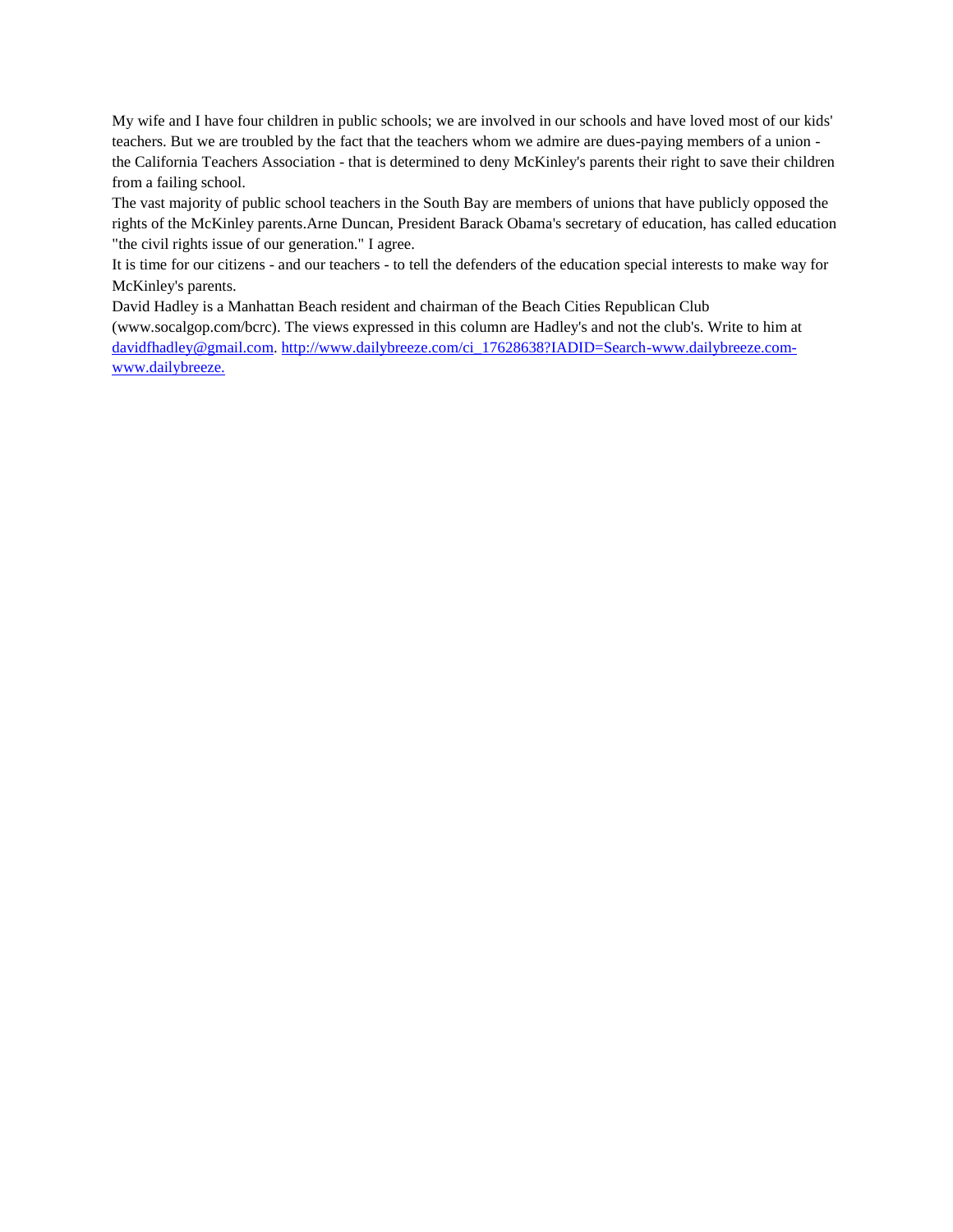My wife and I have four children in public schools; we are involved in our schools and have loved most of our kids' teachers. But we are troubled by the fact that the teachers whom we admire are dues-paying members of a union - the California Teachers Association - that is determined to deny McKinley's parents their right to save their children from a failing school.

The vast majority of public school teachers in the South Bay are members of unions that have publicly opposed the rights of the McKinley parents.Arne Duncan, President Barack Obama's secretary of education, has called education "the civil rights issue of our generation." I agree.

It is time for our citizens - and our teachers - to tell the defenders of the education special interests to make way for McKinley's parents.

David Hadley is a Manhattan Beach resident and chairman of the Beach Cities Republican Club (www.socalgop.com/bcrc). The views expressed in this column are Hadley's and not the club's. Write to him at davidfhadley@gmail.com. http://www.dailybreeze.com/ci_17628638?IADID=Search-www.dailybreeze.com-www.dailybreeze.